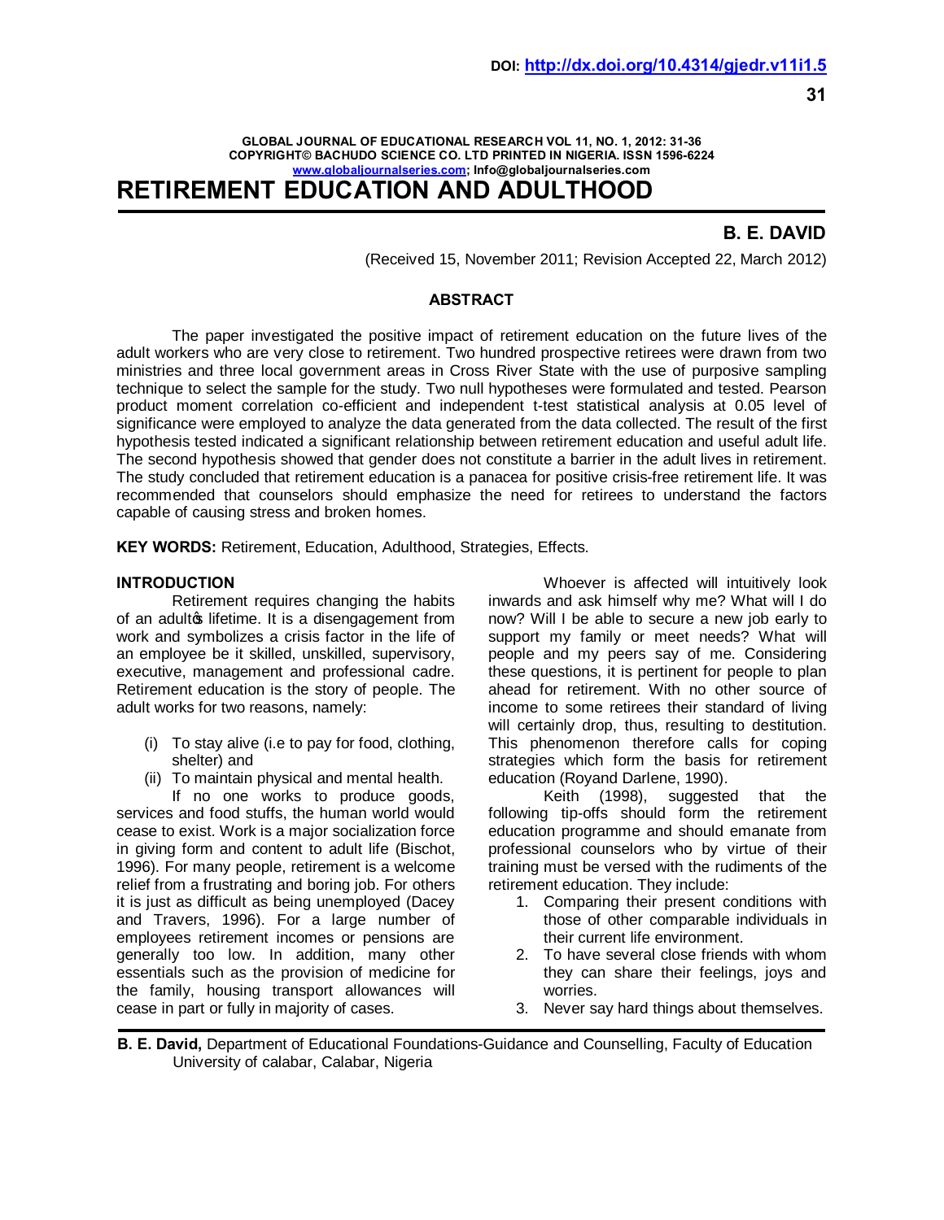# RETIREMENT EDUCATION AND ADULTHOOD

**B. E. DAVID**

(Received 15, November 2011; Revision Accepted 22, March 2012)

## ABSTRACT

The paper investigated the positive impact of retirement education on the future lives of the adult workers who are very close to retirement. Two hundred prospective retirees were drawn from two ministries and three local government areas in Cross River State with the use of purposive sampling technique to select the sample for the study. Two null hypotheses were formulated and tested. Pearson product moment correlation co-efficient and independent t-test statistical analysis at 0.05 level of significance were employed to analyze the data generated from the data collected. The result of the first hypothesis tested indicated a significant relationship between retirement education and useful adult life. The second hypothesis showed that gender does not constitute a barrier in the adult lives in retirement. The study concluded that retirement education is a panacea for positive crisis-free retirement life. It was recommended that counselors should emphasize the need for retirees to understand the factors capable of causing stress and broken homes.

**KEY WORDS:** Retirement, Education, Adulthood, Strategies, Effects.

## INTRODUCTION

Retirement requires changing the habits of an adult's lifetime. It is a disengagement from work and symbolizes a crisis factor in the life of an employee be it skilled, unskilled, supervisory, executive, management and professional cadre. Retirement education is the story of people. The adult works for two reasons, namely:

(i) To stay alive (i.e to pay for food, clothing, shelter) and
(ii) To maintain physical and mental health.

If no one works to produce goods, services and food stuffs, the human world would cease to exist. Work is a major socialization force in giving form and content to adult life (Bischot, 1996). For many people, retirement is a welcome relief from a frustrating and boring job. For others it is just as difficult as being unemployed (Dacey and Travers, 1996). For a large number of employees retirement incomes or pensions are generally too low. In addition, many other essentials such as the provision of medicine for the family, housing transport allowances will cease in part or fully in majority of cases.

Whoever is affected will intuitively look inwards and ask himself why me? What will I do now? Will I be able to secure a new job early to support my family or meet needs? What will people and my peers say of me. Considering these questions, it is pertinent for people to plan ahead for retirement. With no other source of income to some retirees their standard of living will certainly drop, thus, resulting to destitution. This phenomenon therefore calls for coping strategies which form the basis for retirement education (Royand Darlene, 1990).

Keith (1998), suggested that the following tip-offs should form the retirement education programme and should emanate from professional counselors who by virtue of their training must be versed with the rudiments of the retirement education. They include:

1. Comparing their present conditions with those of other comparable individuals in their current life environment.
2. To have several close friends with whom they can share their feelings, joys and worries.
3. Never say hard things about themselves.

**B. E. David,** Department of Educational Foundations-Guidance and Counselling, Faculty of Education University of calabar, Calabar, Nigeria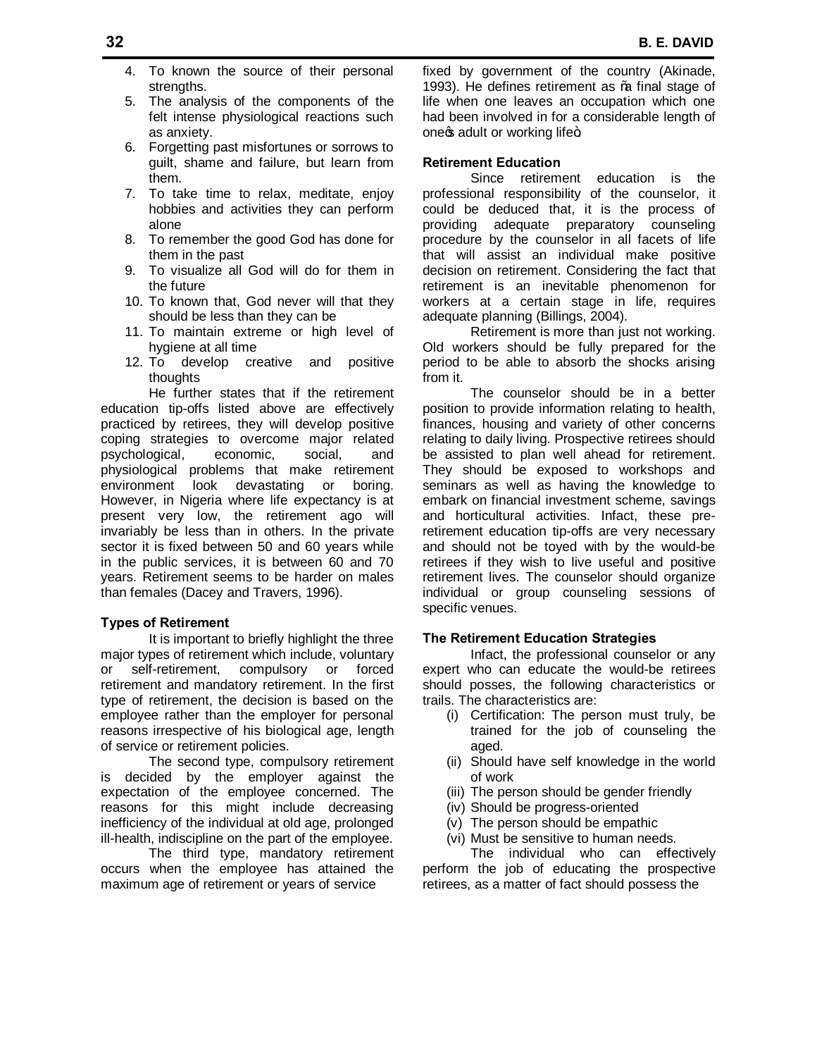4. To known the source of their personal strengths.
5. The analysis of the components of the felt intense physiological reactions such as anxiety.
6. Forgetting past misfortunes or sorrows to guilt, shame and failure, but learn from them.
7. To take time to relax, meditate, enjoy hobbies and activities they can perform alone
8. To remember the good God has done for them in the past
9. To visualize all God will do for them in the future
10. To known that, God never will that they should be less than they can be
11. To maintain extreme or high level of hygiene at all time
12. To develop creative and positive thoughts

He further states that if the retirement education tip-offs listed above are effectively practiced by retirees, they will develop positive coping strategies to overcome major related psychological, economic, social, and physiological problems that make retirement environment look devastating or boring. However, in Nigeria where life expectancy is at present very low, the retirement ago will invariably be less than in others. In the private sector it is fixed between 50 and 60 years while in the public services, it is between 60 and 70 years. Retirement seems to be harder on males than females (Dacey and Travers, 1996).

**Types of Retirement**

It is important to briefly highlight the three major types of retirement which include, voluntary or self-retirement, compulsory or forced retirement and mandatory retirement. In the first type of retirement, the decision is based on the employee rather than the employer for personal reasons irrespective of his biological age, length of service or retirement policies.

The second type, compulsory retirement is decided by the employer against the expectation of the employee concerned. The reasons for this might include decreasing inefficiency of the individual at old age, prolonged ill-health, indiscipline on the part of the employee.

The third type, mandatory retirement occurs when the employee has attained the maximum age of retirement or years of service fixed by government of the country (Akinade, 1993). He defines retirement as "a final stage of life when one leaves an occupation which one had been involved in for a considerable length of one's adult or working life".

**Retirement Education**

Since retirement education is the professional responsibility of the counselor, it could be deduced that, it is the process of providing adequate preparatory counseling procedure by the counselor in all facets of life that will assist an individual make positive decision on retirement. Considering the fact that retirement is an inevitable phenomenon for workers at a certain stage in life, requires adequate planning (Billings, 2004).

Retirement is more than just not working. Old workers should be fully prepared for the period to be able to absorb the shocks arising from it.

The counselor should be in a better position to provide information relating to health, finances, housing and variety of other concerns relating to daily living. Prospective retirees should be assisted to plan well ahead for retirement. They should be exposed to workshops and seminars as well as having the knowledge to embark on financial investment scheme, savings and horticultural activities. Infact, these pre-retirement education tip-offs are very necessary and should not be toyed with by the would-be retirees if they wish to live useful and positive retirement lives. The counselor should organize individual or group counseling sessions of specific venues.

**The Retirement Education Strategies**

Infact, the professional counselor or any expert who can educate the would-be retirees should posses, the following characteristics or trails. The characteristics are:

(i) Certification: The person must truly, be trained for the job of counseling the aged.
(ii) Should have self knowledge in the world of work
(iii) The person should be gender friendly
(iv) Should be progress-oriented
(v) The person should be empathic
(vi) Must be sensitive to human needs.

The individual who can effectively perform the job of educating the prospective retirees, as a matter of fact should possess the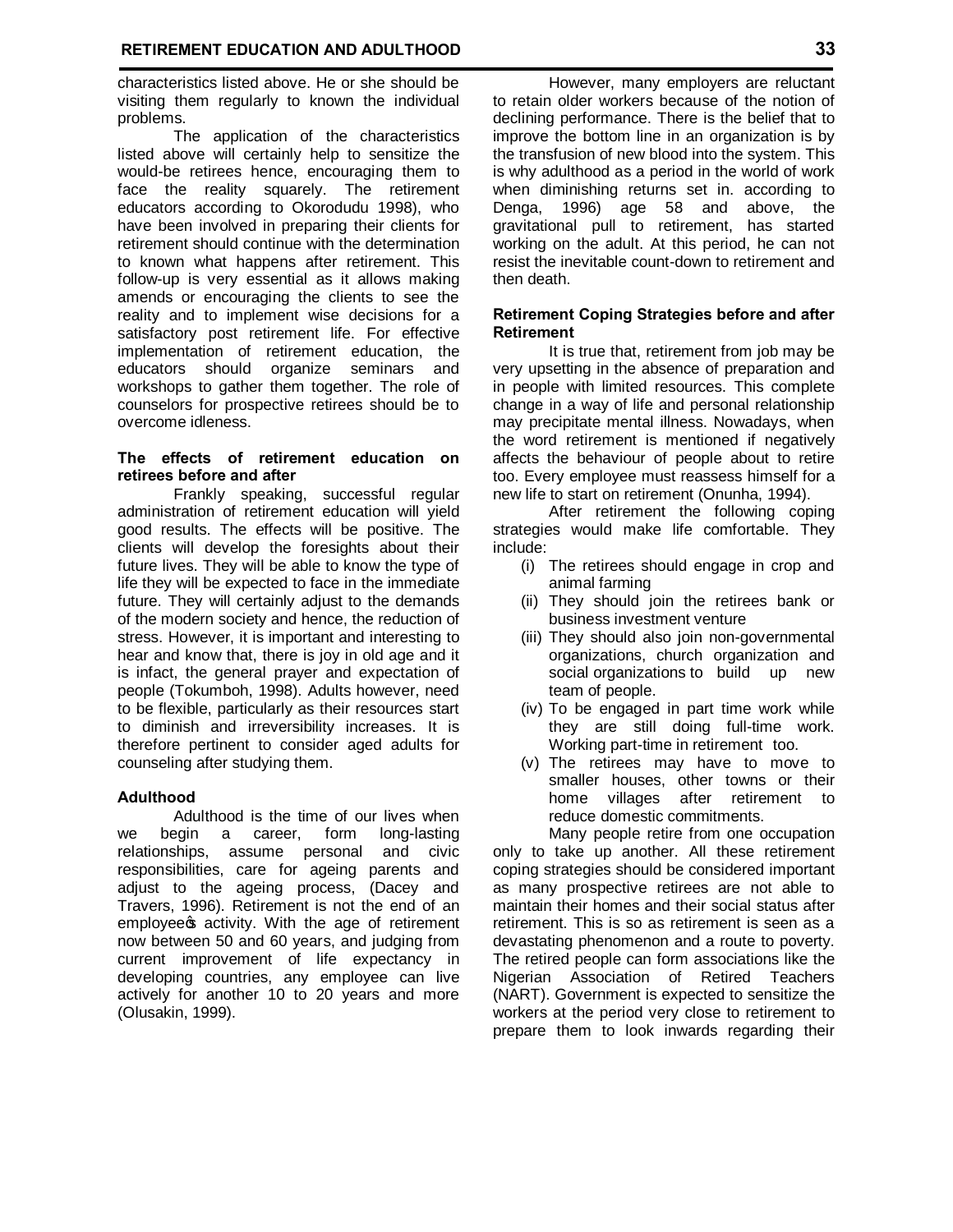characteristics listed above. He or she should be visiting them regularly to known the individual problems.

The application of the characteristics listed above will certainly help to sensitize the would-be retirees hence, encouraging them to face the reality squarely. The retirement educators according to Okorodudu 1998), who have been involved in preparing their clients for retirement should continue with the determination to known what happens after retirement. This follow-up is very essential as it allows making amends or encouraging the clients to see the reality and to implement wise decisions for a satisfactory post retirement life. For effective implementation of retirement education, the educators should organize seminars and workshops to gather them together. The role of counselors for prospective retirees should be to overcome idleness.

### The effects of retirement education on retirees before and after

Frankly speaking, successful regular administration of retirement education will yield good results. The effects will be positive. The clients will develop the foresights about their future lives. They will be able to know the type of life they will be expected to face in the immediate future. They will certainly adjust to the demands of the modern society and hence, the reduction of stress. However, it is important and interesting to hear and know that, there is joy in old age and it is infact, the general prayer and expectation of people (Tokumboh, 1998). Adults however, need to be flexible, particularly as their resources start to diminish and irreversibility increases. It is therefore pertinent to consider aged adults for counseling after studying them.

### Adulthood

Adulthood is the time of our lives when we begin a career, form long-lasting relationships, assume personal and civic responsibilities, care for ageing parents and adjust to the ageing process, (Dacey and Travers, 1996). Retirement is not the end of an employee's activity. With the age of retirement now between 50 and 60 years, and judging from current improvement of life expectancy in developing countries, any employee can live actively for another 10 to 20 years and more (Olusakin, 1999).

However, many employers are reluctant to retain older workers because of the notion of declining performance. There is the belief that to improve the bottom line in an organization is by the transfusion of new blood into the system. This is why adulthood as a period in the world of work when diminishing returns set in. according to Denga, 1996) age 58 and above, the gravitational pull to retirement, has started working on the adult. At this period, he can not resist the inevitable count-down to retirement and then death.

### Retirement Coping Strategies before and after Retirement

It is true that, retirement from job may be very upsetting in the absence of preparation and in people with limited resources. This complete change in a way of life and personal relationship may precipitate mental illness. Nowadays, when the word retirement is mentioned if negatively affects the behaviour of people about to retire too. Every employee must reassess himself for a new life to start on retirement (Onunha, 1994).

After retirement the following coping strategies would make life comfortable. They include:

(i) The retirees should engage in crop and animal farming
(ii) They should join the retirees bank or business investment venture
(iii) They should also join non-governmental organizations, church organization and social organizations to build up new team of people.
(iv) To be engaged in part time work while they are still doing full-time work. Working part-time in retirement too.
(v) The retirees may have to move to smaller houses, other towns or their home villages after retirement to reduce domestic commitments.

Many people retire from one occupation only to take up another. All these retirement coping strategies should be considered important as many prospective retirees are not able to maintain their homes and their social status after retirement. This is so as retirement is seen as a devastating phenomenon and a route to poverty. The retired people can form associations like the Nigerian Association of Retired Teachers (NART). Government is expected to sensitize the workers at the period very close to retirement to prepare them to look inwards regarding their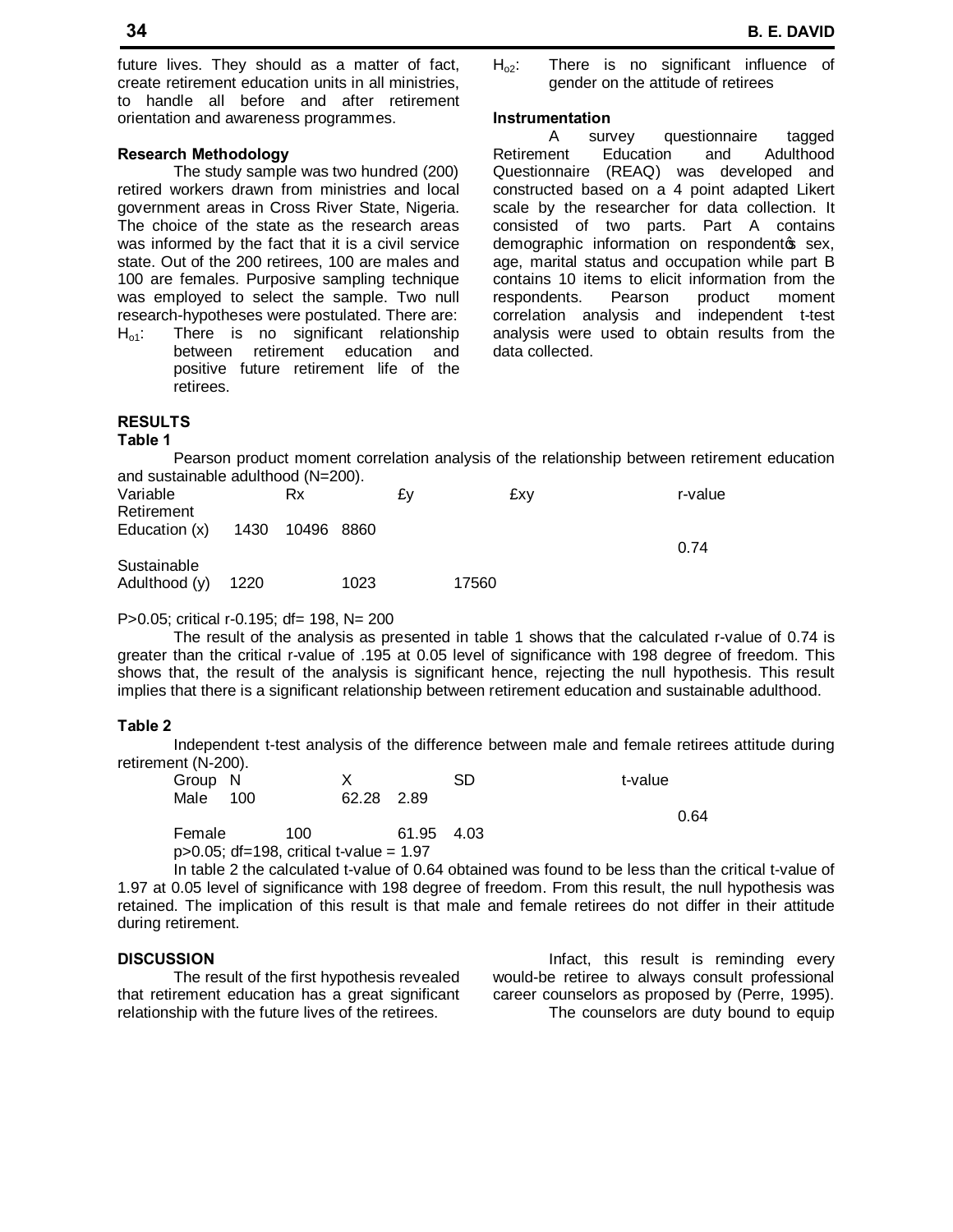future lives. They should as a matter of fact, create retirement education units in all ministries, to handle all before and after retirement orientation and awareness programmes.

**Research Methodology**

The study sample was two hundred (200) retired workers drawn from ministries and local government areas in Cross River State, Nigeria. The choice of the state as the research areas was informed by the fact that it is a civil service state. Out of the 200 retirees, 100 are males and 100 are females. Purposive sampling technique was employed to select the sample. Two null research-hypotheses were postulated. There are:

$H_{o1}$: There is no significant relationship between retirement education and positive future retirement life of the retirees.

$H_{o2}$: There is no significant influence of gender on the attitude of retirees

**Instrumentation**

A survey questionnaire tagged Retirement Education and Adulthood Questionnaire (REAQ) was developed and constructed based on a 4 point adapted Likert scale by the researcher for data collection. It consisted of two parts. Part A contains demographic information on respondentǿs sex, age, marital status and occupation while part B contains 10 items to elicit information from the respondents. Pearson product moment correlation analysis and independent t-test analysis were used to obtain results from the data collected.

**RESULTS**

**Table 1**

Pearson product moment correlation analysis of the relationship between retirement education and sustainable adulthood (N=200).

| Variable | Rx | £y | £xy | r-value |
|---|---|---|---|---|
| Retirement Education (x) | 1430 | 10496 | 8860 | 0.74 |
| Sustainable Adulthood (y) | 1220 | 1023 | 17560 | |

P>0.05; critical r-0.195; df= 198, N= 200

The result of the analysis as presented in table 1 shows that the calculated r-value of 0.74 is greater than the critical r-value of .195 at 0.05 level of significance with 198 degree of freedom. This shows that, the result of the analysis is significant hence, rejecting the null hypothesis. This result implies that there is a significant relationship between retirement education and sustainable adulthood.

**Table 2**

Independent t-test analysis of the difference between male and female retirees attitude during retirement (N-200).

| Group | N | X | SD | t-value |
|---|---|---|---|---|
| Male | 100 | 62.28 | 2.89 | 0.64 |
| Female | 100 | 61.95 | 4.03 | |

p>0.05; df=198, critical t-value = 1.97

In table 2 the calculated t-value of 0.64 obtained was found to be less than the critical t-value of 1.97 at 0.05 level of significance with 198 degree of freedom. From this result, the null hypothesis was retained. The implication of this result is that male and female retirees do not differ in their attitude during retirement.

**DISCUSSION**

The result of the first hypothesis revealed that retirement education has a great significant relationship with the future lives of the retirees.

Infact, this result is reminding every would-be retiree to always consult professional career counselors as proposed by (Perre, 1995).

The counselors are duty bound to equip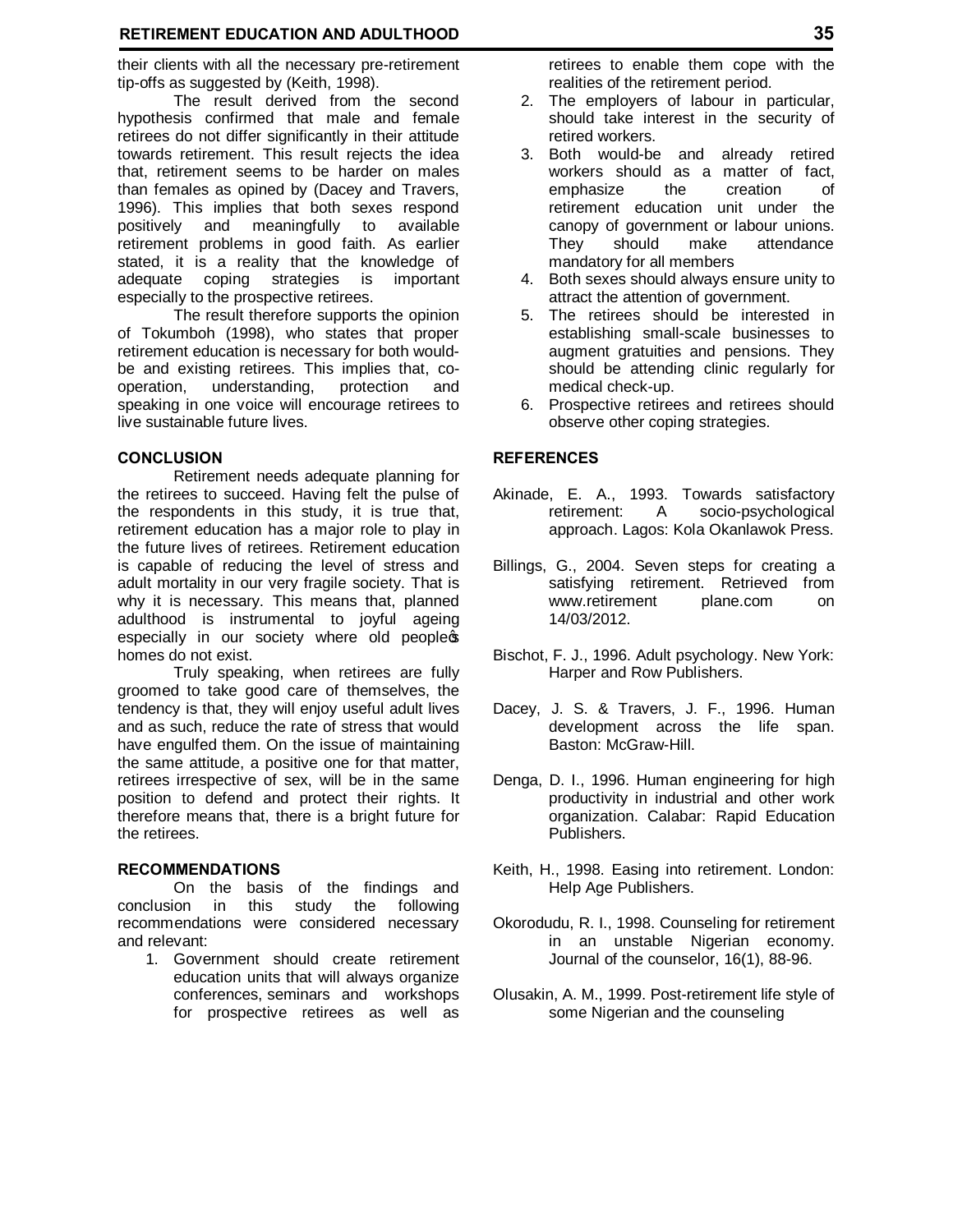their clients with all the necessary pre-retirement tip-offs as suggested by (Keith, 1998).

The result derived from the second hypothesis confirmed that male and female retirees do not differ significantly in their attitude towards retirement. This result rejects the idea that, retirement seems to be harder on males than females as opined by (Dacey and Travers, 1996). This implies that both sexes respond positively and meaningfully to available retirement problems in good faith. As earlier stated, it is a reality that the knowledge of adequate coping strategies is important especially to the prospective retirees.

The result therefore supports the opinion of Tokumboh (1998), who states that proper retirement education is necessary for both would-be and existing retirees. This implies that, co-operation, understanding, protection and speaking in one voice will encourage retirees to live sustainable future lives.

## CONCLUSION

Retirement needs adequate planning for the retirees to succeed. Having felt the pulse of the respondents in this study, it is true that, retirement education has a major role to play in the future lives of retirees. Retirement education is capable of reducing the level of stress and adult mortality in our very fragile society. That is why it is necessary. This means that, planned adulthood is instrumental to joyful ageing especially in our society where old people‗s homes do not exist.

Truly speaking, when retirees are fully groomed to take good care of themselves, the tendency is that, they will enjoy useful adult lives and as such, reduce the rate of stress that would have engulfed them. On the issue of maintaining the same attitude, a positive one for that matter, retirees irrespective of sex, will be in the same position to defend and protect their rights. It therefore means that, there is a bright future for the retirees.

## RECOMMENDATIONS

On the basis of the findings and conclusion in this study the following recommendations were considered necessary and relevant:

1. Government should create retirement education units that will always organize conferences, seminars and workshops for prospective retirees as well as retirees to enable them cope with the realities of the retirement period.
2. The employers of labour in particular, should take interest in the security of retired workers.
3. Both would-be and already retired workers should as a matter of fact, emphasize the creation of retirement education unit under the canopy of government or labour unions. They should make attendance mandatory for all members
4. Both sexes should always ensure unity to attract the attention of government.
5. The retirees should be interested in establishing small-scale businesses to augment gratuities and pensions. They should be attending clinic regularly for medical check-up.
6. Prospective retirees and retirees should observe other coping strategies.

## REFERENCES

Akinade, E. A., 1993. Towards satisfactory retirement: A socio-psychological approach. Lagos: Kola Okanlawok Press.

Billings, G., 2004. Seven steps for creating a satisfying retirement. Retrieved from www.retirement plane.com on 14/03/2012.

Bischot, F. J., 1996. Adult psychology. New York: Harper and Row Publishers.

Dacey, J. S. & Travers, J. F., 1996. Human development across the life span. Baston: McGraw-Hill.

Denga, D. I., 1996. Human engineering for high productivity in industrial and other work organization. Calabar: Rapid Education Publishers.

Keith, H., 1998. Easing into retirement. London: Help Age Publishers.

Okorodudu, R. I., 1998. Counseling for retirement in an unstable Nigerian economy. Journal of the counselor, 16(1), 88-96.

Olusakin, A. M., 1999. Post-retirement life style of some Nigerian and the counseling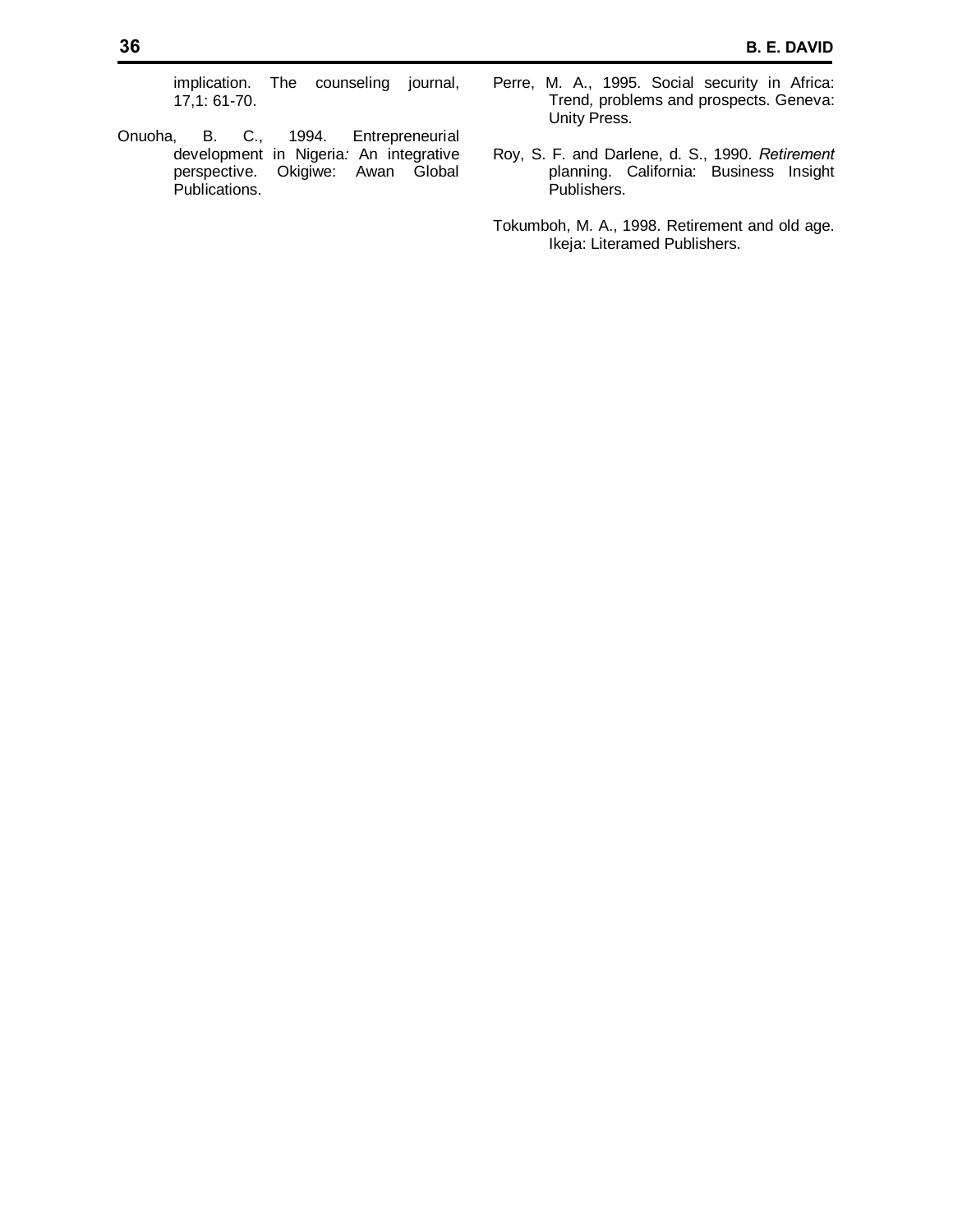implication. The counseling journal, 17,1: 61-70.

Onuoha, B. C., 1994. Entrepreneurial development in Nigeria*:* An integrative perspective. Okigiwe: Awan Global Publications.

Perre, M. A., 1995. Social security in Africa: Trend*,* problems and prospects. Geneva: Unity Press.

Roy, S. F. and Darlene, d. S., 1990. *Retirement* planning. California: Business Insight Publishers.

Tokumboh, M. A., 1998. Retirement and old age. Ikeja: Literamed Publishers.